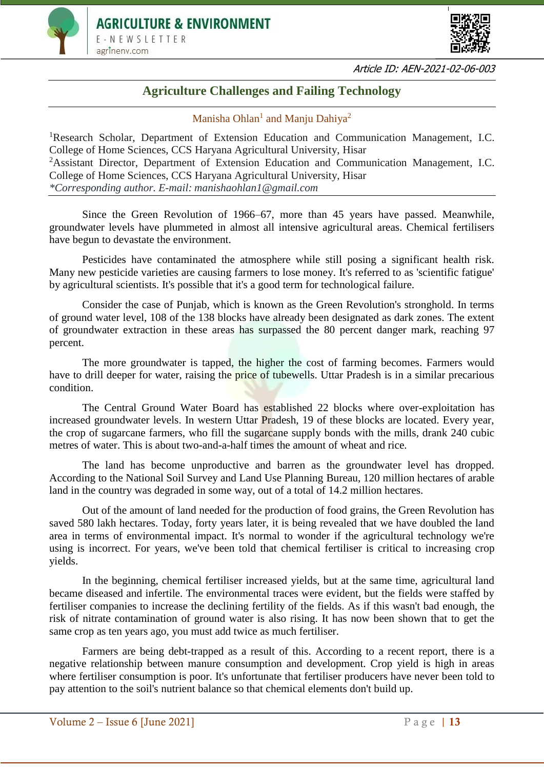Article ID: AEN-2021-02-06-003

# Agriculture Challenges and Failing Technology

Manisha Ohlan[1] and Manju Dahiya[2]

[1]Research Scholar, Department of Extension Education and Communication Management, I.C. College of Home Sciences, CCS Haryana Agricultural University, Hisar
[2]Assistant Director, Department of Extension Education and Communication Management, I.C. College of Home Sciences, CCS Haryana Agricultural University, Hisar
*Corresponding author. E-mail: manishaohlan1@gmail.com

Since the Green Revolution of 1966–67, more than 45 years have passed. Meanwhile, groundwater levels have plummeted in almost all intensive agricultural areas. Chemical fertilisers have begun to devastate the environment.

Pesticides have contaminated the atmosphere while still posing a significant health risk. Many new pesticide varieties are causing farmers to lose money. It's referred to as 'scientific fatigue' by agricultural scientists. It's possible that it's a good term for technological failure.

Consider the case of Punjab, which is known as the Green Revolution's stronghold. In terms of ground water level, 108 of the 138 blocks have already been designated as dark zones. The extent of groundwater extraction in these areas has surpassed the 80 percent danger mark, reaching 97 percent.

The more groundwater is tapped, the higher the cost of farming becomes. Farmers would have to drill deeper for water, raising the price of tubewells. Uttar Pradesh is in a similar precarious condition.

The Central Ground Water Board has established 22 blocks where over-exploitation has increased groundwater levels. In western Uttar Pradesh, 19 of these blocks are located. Every year, the crop of sugarcane farmers, who fill the sugarcane supply bonds with the mills, drank 240 cubic metres of water. This is about two-and-a-half times the amount of wheat and rice.

The land has become unproductive and barren as the groundwater level has dropped. According to the National Soil Survey and Land Use Planning Bureau, 120 million hectares of arable land in the country was degraded in some way, out of a total of 14.2 million hectares.

Out of the amount of land needed for the production of food grains, the Green Revolution has saved 580 lakh hectares. Today, forty years later, it is being revealed that we have doubled the land area in terms of environmental impact. It's normal to wonder if the agricultural technology we're using is incorrect. For years, we've been told that chemical fertiliser is critical to increasing crop yields.

In the beginning, chemical fertiliser increased yields, but at the same time, agricultural land became diseased and infertile. The environmental traces were evident, but the fields were staffed by fertiliser companies to increase the declining fertility of the fields. As if this wasn't bad enough, the risk of nitrate contamination of ground water is also rising. It has now been shown that to get the same crop as ten years ago, you must add twice as much fertiliser.

Farmers are being debt-trapped as a result of this. According to a recent report, there is a negative relationship between manure consumption and development. Crop yield is high in areas where fertiliser consumption is poor. It's unfortunate that fertiliser producers have never been told to pay attention to the soil's nutrient balance so that chemical elements don't build up.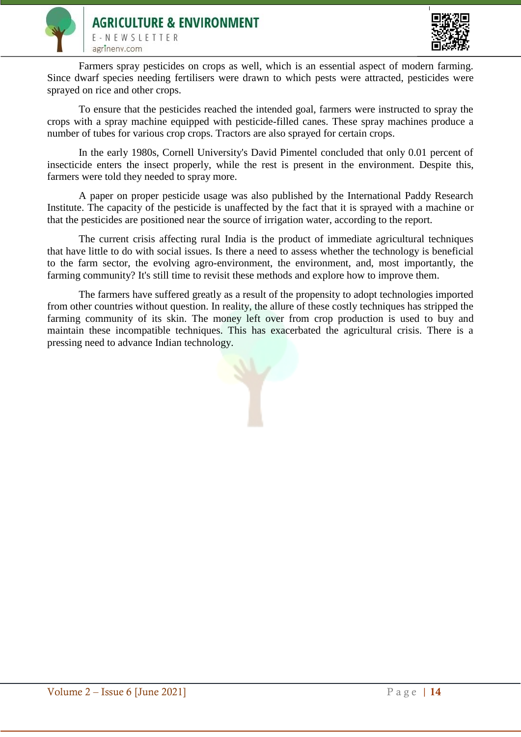Farmers spray pesticides on crops as well, which is an essential aspect of modern farming. Since dwarf species needing fertilisers were drawn to which pests were attracted, pesticides were sprayed on rice and other crops.

To ensure that the pesticides reached the intended goal, farmers were instructed to spray the crops with a spray machine equipped with pesticide-filled canes. These spray machines produce a number of tubes for various crop crops. Tractors are also sprayed for certain crops.

In the early 1980s, Cornell University's David Pimentel concluded that only 0.01 percent of insecticide enters the insect properly, while the rest is present in the environment. Despite this, farmers were told they needed to spray more.

A paper on proper pesticide usage was also published by the International Paddy Research Institute. The capacity of the pesticide is unaffected by the fact that it is sprayed with a machine or that the pesticides are positioned near the source of irrigation water, according to the report.

The current crisis affecting rural India is the product of immediate agricultural techniques that have little to do with social issues. Is there a need to assess whether the technology is beneficial to the farm sector, the evolving agro-environment, the environment, and, most importantly, the farming community? It's still time to revisit these methods and explore how to improve them.

The farmers have suffered greatly as a result of the propensity to adopt technologies imported from other countries without question. In reality, the allure of these costly techniques has stripped the farming community of its skin. The money left over from crop production is used to buy and maintain these incompatible techniques. This has exacerbated the agricultural crisis. There is a pressing need to advance Indian technology.